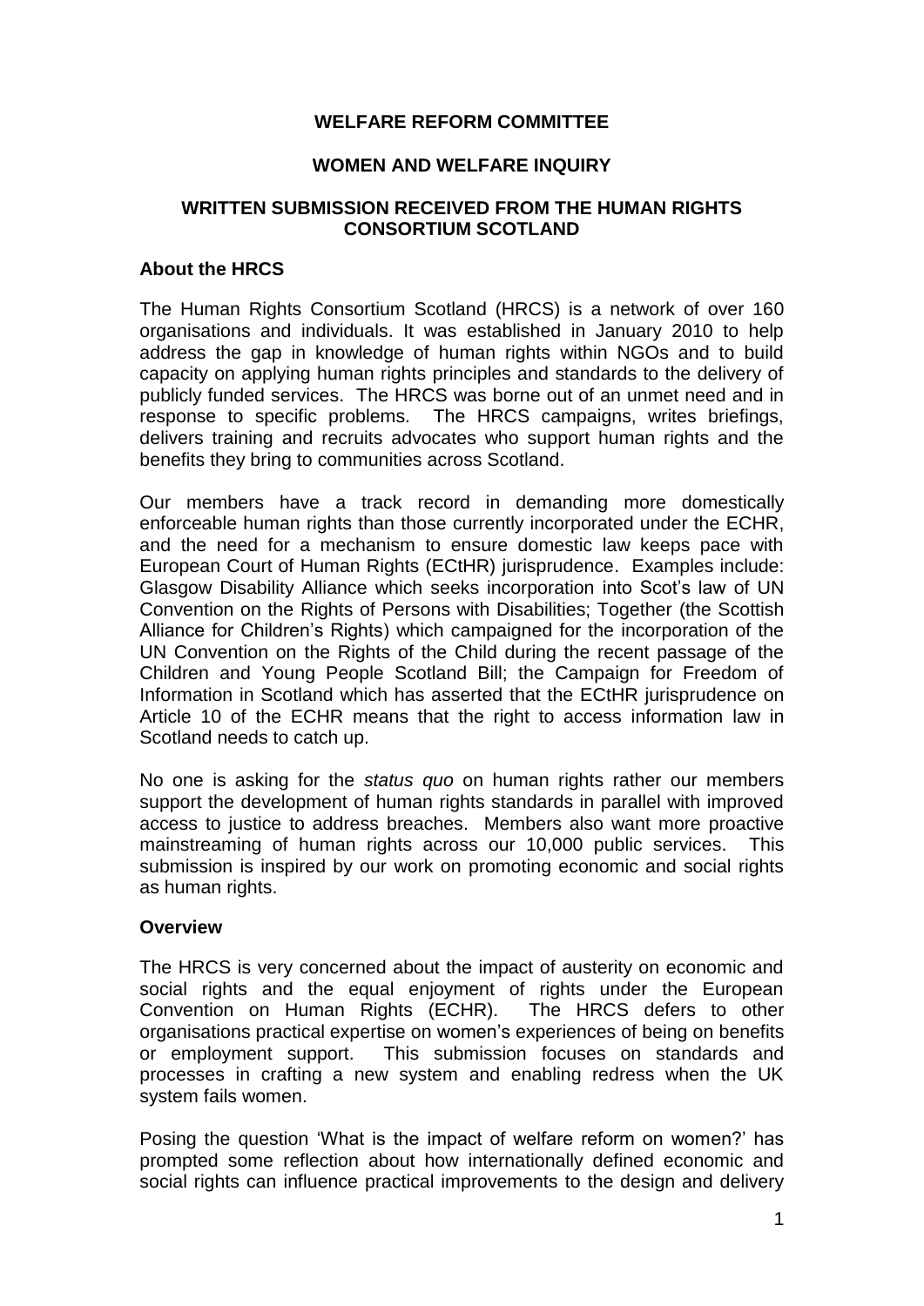**WELFARE REFORM COMMITTEE**

**WOMEN AND WELFARE INQUIRY**

**WRITTEN SUBMISSION RECEIVED FROM THE HUMAN RIGHTS CONSORTIUM SCOTLAND**

### About the HRCS

The Human Rights Consortium Scotland (HRCS) is a network of over 160 organisations and individuals. It was established in January 2010 to help address the gap in knowledge of human rights within NGOs and to build capacity on applying human rights principles and standards to the delivery of publicly funded services. The HRCS was borne out of an unmet need and in response to specific problems. The HRCS campaigns, writes briefings, delivers training and recruits advocates who support human rights and the benefits they bring to communities across Scotland.

Our members have a track record in demanding more domestically enforceable human rights than those currently incorporated under the ECHR, and the need for a mechanism to ensure domestic law keeps pace with European Court of Human Rights (ECtHR) jurisprudence. Examples include: Glasgow Disability Alliance which seeks incorporation into Scot's law of UN Convention on the Rights of Persons with Disabilities; Together (the Scottish Alliance for Children's Rights) which campaigned for the incorporation of the UN Convention on the Rights of the Child during the recent passage of the Children and Young People Scotland Bill; the Campaign for Freedom of Information in Scotland which has asserted that the ECtHR jurisprudence on Article 10 of the ECHR means that the right to access information law in Scotland needs to catch up.

No one is asking for the *status quo* on human rights rather our members support the development of human rights standards in parallel with improved access to justice to address breaches. Members also want more proactive mainstreaming of human rights across our 10,000 public services. This submission is inspired by our work on promoting economic and social rights as human rights.

### Overview

The HRCS is very concerned about the impact of austerity on economic and social rights and the equal enjoyment of rights under the European Convention on Human Rights (ECHR). The HRCS defers to other organisations practical expertise on women's experiences of being on benefits or employment support. This submission focuses on standards and processes in crafting a new system and enabling redress when the UK system fails women.

Posing the question 'What is the impact of welfare reform on women?' has prompted some reflection about how internationally defined economic and social rights can influence practical improvements to the design and delivery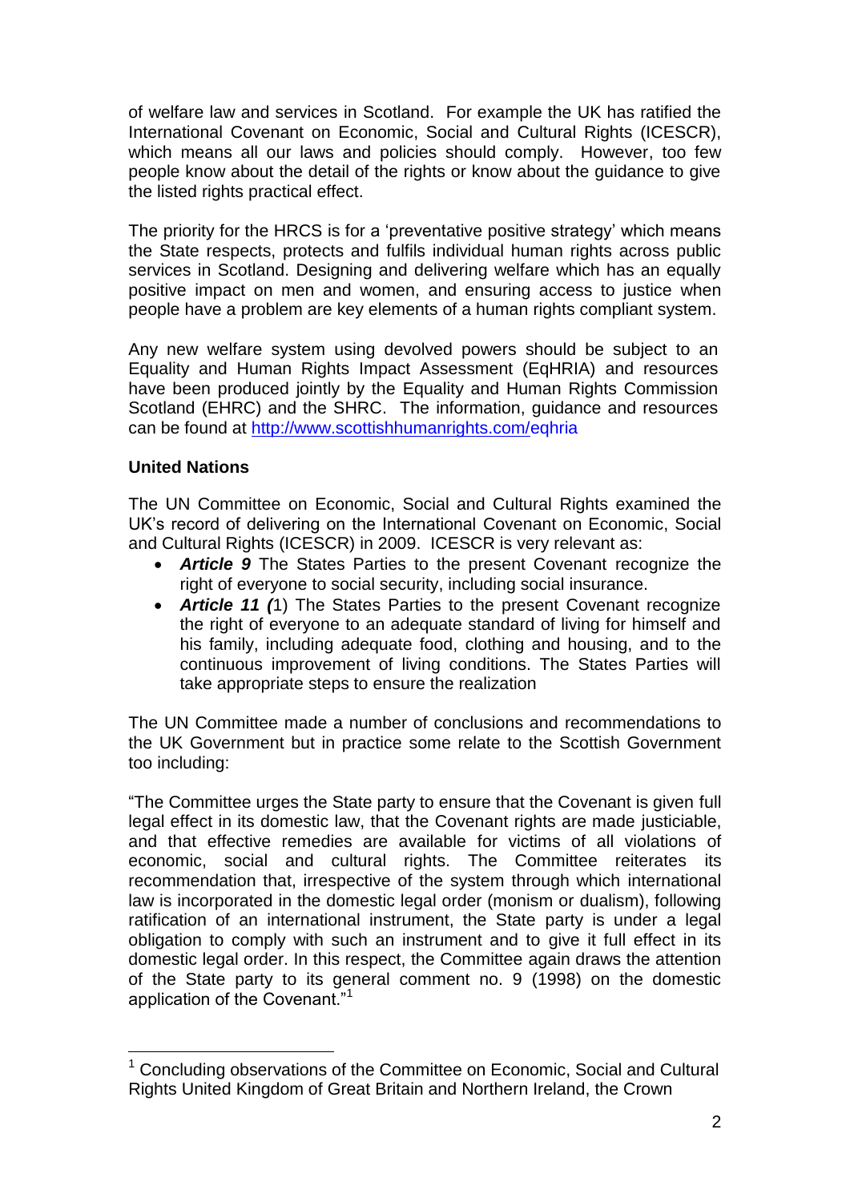of welfare law and services in Scotland. For example the UK has ratified the International Covenant on Economic, Social and Cultural Rights (ICESCR), which means all our laws and policies should comply. However, too few people know about the detail of the rights or know about the guidance to give the listed rights practical effect.

The priority for the HRCS is for a 'preventative positive strategy' which means the State respects, protects and fulfils individual human rights across public services in Scotland. Designing and delivering welfare which has an equally positive impact on men and women, and ensuring access to justice when people have a problem are key elements of a human rights compliant system.

Any new welfare system using devolved powers should be subject to an Equality and Human Rights Impact Assessment (EqHRIA) and resources have been produced jointly by the Equality and Human Rights Commission Scotland (EHRC) and the SHRC. The information, guidance and resources can be found at http://www.scottishhumanrights.com/eqhria

**United Nations**

The UN Committee on Economic, Social and Cultural Rights examined the UK's record of delivering on the International Covenant on Economic, Social and Cultural Rights (ICESCR) in 2009. ICESCR is very relevant as:

- ***Article 9*** The States Parties to the present Covenant recognize the right of everyone to social security, including social insurance.
- ***Article 11 (***1) The States Parties to the present Covenant recognize the right of everyone to an adequate standard of living for himself and his family, including adequate food, clothing and housing, and to the continuous improvement of living conditions. The States Parties will take appropriate steps to ensure the realization

The UN Committee made a number of conclusions and recommendations to the UK Government but in practice some relate to the Scottish Government too including:

"The Committee urges the State party to ensure that the Covenant is given full legal effect in its domestic law, that the Covenant rights are made justiciable, and that effective remedies are available for victims of all violations of economic, social and cultural rights. The Committee reiterates its recommendation that, irrespective of the system through which international law is incorporated in the domestic legal order (monism or dualism), following ratification of an international instrument, the State party is under a legal obligation to comply with such an instrument and to give it full effect in its domestic legal order. In this respect, the Committee again draws the attention of the State party to its general comment no. 9 (1998) on the domestic application of the Covenant."[1]

[1] Concluding observations of the Committee on Economic, Social and Cultural Rights United Kingdom of Great Britain and Northern Ireland, the Crown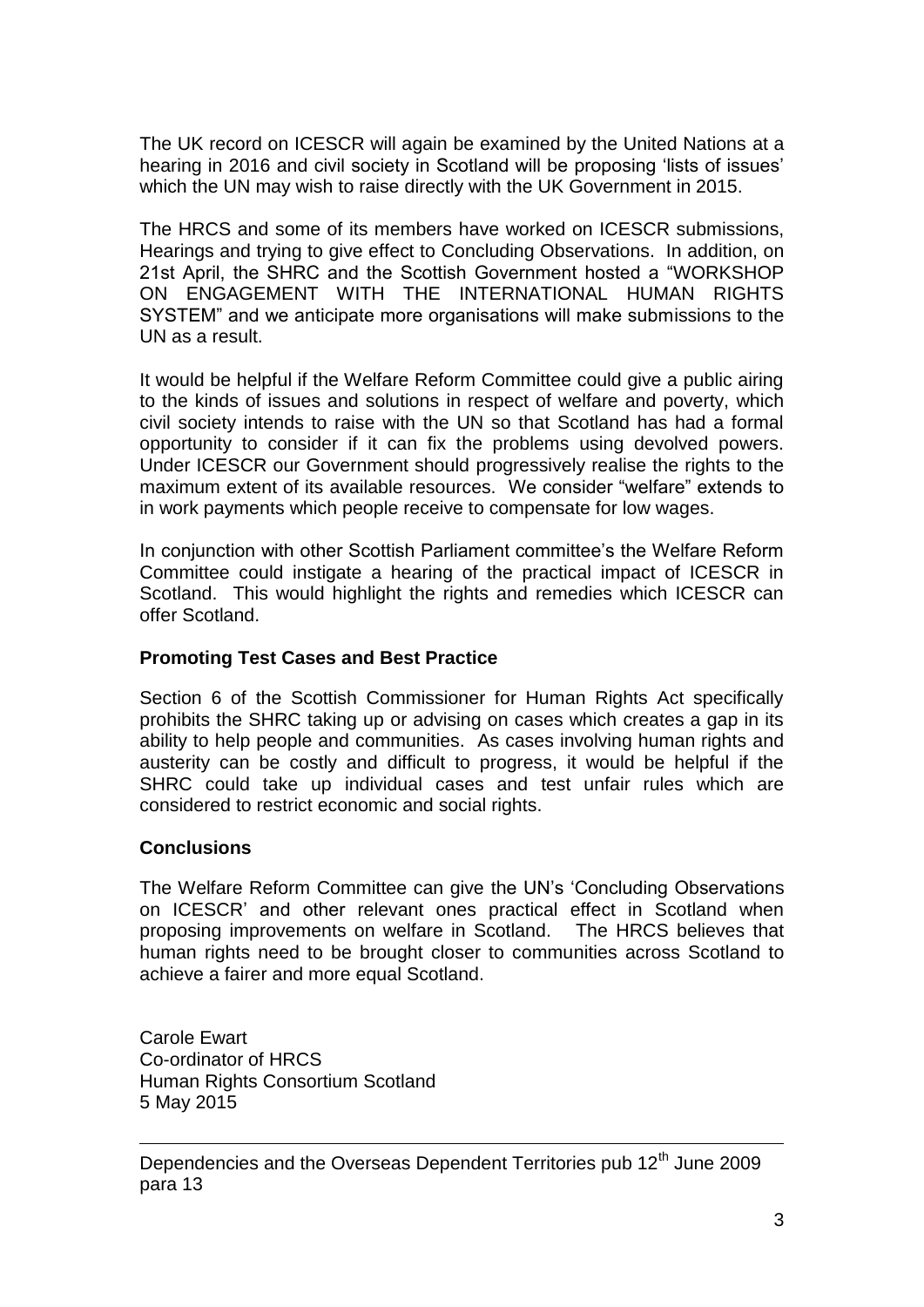The UK record on ICESCR will again be examined by the United Nations at a hearing in 2016 and civil society in Scotland will be proposing 'lists of issues' which the UN may wish to raise directly with the UK Government in 2015.

The HRCS and some of its members have worked on ICESCR submissions, Hearings and trying to give effect to Concluding Observations. In addition, on 21st April, the SHRC and the Scottish Government hosted a "WORKSHOP ON ENGAGEMENT WITH THE INTERNATIONAL HUMAN RIGHTS SYSTEM" and we anticipate more organisations will make submissions to the UN as a result.

It would be helpful if the Welfare Reform Committee could give a public airing to the kinds of issues and solutions in respect of welfare and poverty, which civil society intends to raise with the UN so that Scotland has had a formal opportunity to consider if it can fix the problems using devolved powers. Under ICESCR our Government should progressively realise the rights to the maximum extent of its available resources. We consider "welfare" extends to in work payments which people receive to compensate for low wages.

In conjunction with other Scottish Parliament committee's the Welfare Reform Committee could instigate a hearing of the practical impact of ICESCR in Scotland. This would highlight the rights and remedies which ICESCR can offer Scotland.

**Promoting Test Cases and Best Practice**

Section 6 of the Scottish Commissioner for Human Rights Act specifically prohibits the SHRC taking up or advising on cases which creates a gap in its ability to help people and communities. As cases involving human rights and austerity can be costly and difficult to progress, it would be helpful if the SHRC could take up individual cases and test unfair rules which are considered to restrict economic and social rights.

**Conclusions**

The Welfare Reform Committee can give the UN's 'Concluding Observations on ICESCR' and other relevant ones practical effect in Scotland when proposing improvements on welfare in Scotland. The HRCS believes that human rights need to be brought closer to communities across Scotland to achieve a fairer and more equal Scotland.

Carole Ewart
Co-ordinator of HRCS
Human Rights Consortium Scotland
5 May 2015

---

Dependencies and the Overseas Dependent Territories pub 12th June 2009 para 13